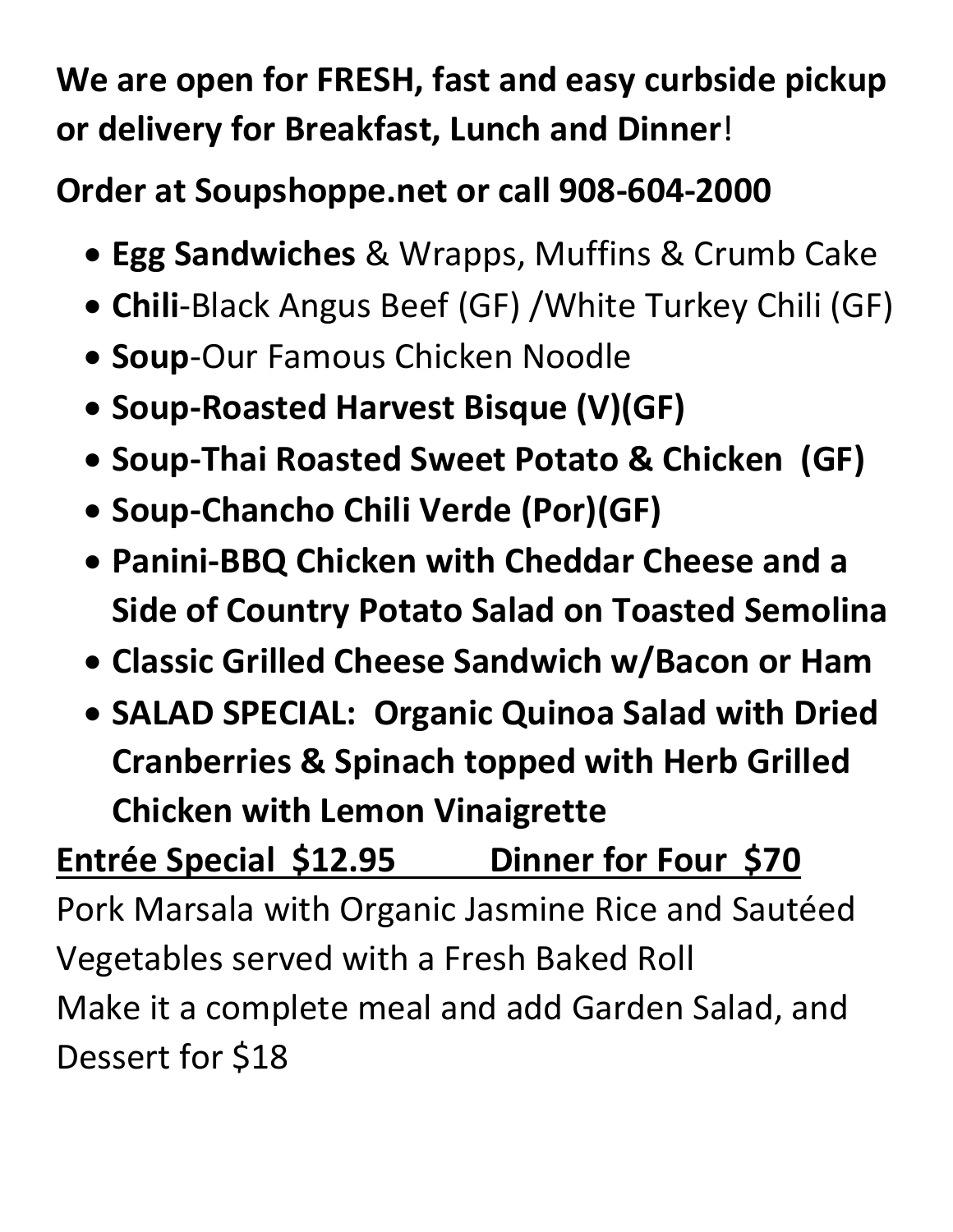**We are open for FRESH, fast and easy curbside pickup or delivery for Breakfast, Lunch and Dinner**!

**Order at Soupshoppe.net or call 908-604-2000**

- **Egg Sandwiches** & Wrapps, Muffins & Crumb Cake
- **Chili**-Black Angus Beef (GF) /White Turkey Chili (GF)
- **Soup**-Our Famous Chicken Noodle
- **Soup-Roasted Harvest Bisque (V)(GF)**
- **Soup-Thai Roasted Sweet Potato & Chicken (GF)**
- **Soup-Chancho Chili Verde (Por)(GF)**
- **Panini-BBQ Chicken with Cheddar Cheese and a Side of Country Potato Salad on Toasted Semolina**
- **Classic Grilled Cheese Sandwich w/Bacon or Ham**
- **SALAD SPECIAL: Organic Quinoa Salad with Dried Cranberries & Spinach topped with Herb Grilled Chicken with Lemon Vinaigrette**

**<u>Entrée Special $12.95 Dinner for Four $70</u>**

Pork Marsala with Organic Jasmine Rice and Sautéed Vegetables served with a Fresh Baked Roll

Make it a complete meal and add Garden Salad, and Dessert for $18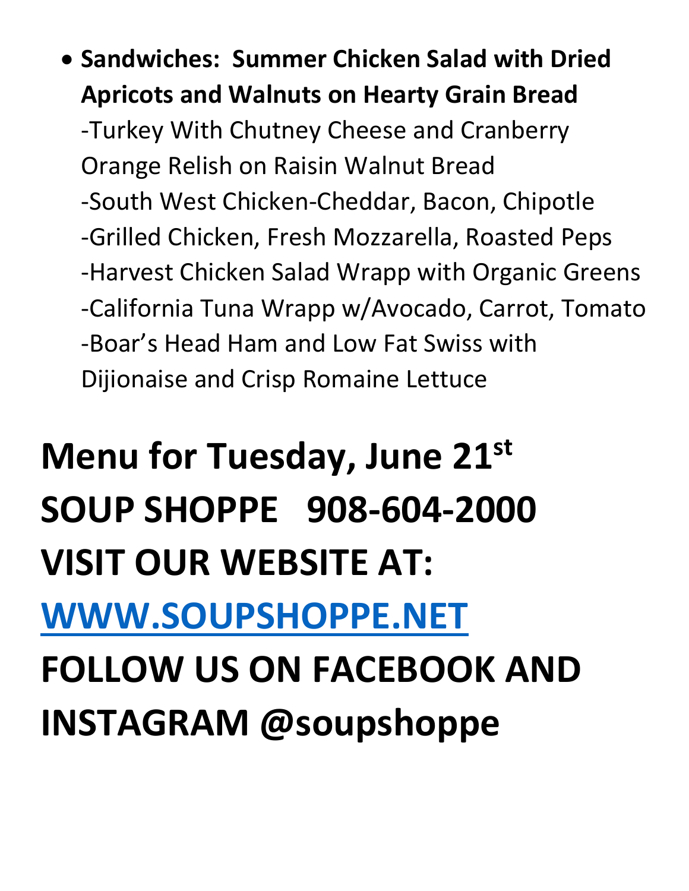- **Sandwiches: Summer Chicken Salad with Dried Apricots and Walnuts on Hearty Grain Bread**
  -Turkey With Chutney Cheese and Cranberry Orange Relish on Raisin Walnut Bread
  -South West Chicken-Cheddar, Bacon, Chipotle
  -Grilled Chicken, Fresh Mozzarella, Roasted Peps
  -Harvest Chicken Salad Wrapp with Organic Greens
  -California Tuna Wrapp w/Avocado, Carrot, Tomato
  -Boar's Head Ham and Low Fat Swiss with Dijionaise and Crisp Romaine Lettuce

# Menu for Tuesday, June 21st

# SOUP SHOPPE 908-604-2000

# VISIT OUR WEBSITE AT:

# [WWW.SOUPSHOPPE.NET](http://WWW.SOUPSHOPPE.NET)

# FOLLOW US ON FACEBOOK AND INSTAGRAM @soupshoppe